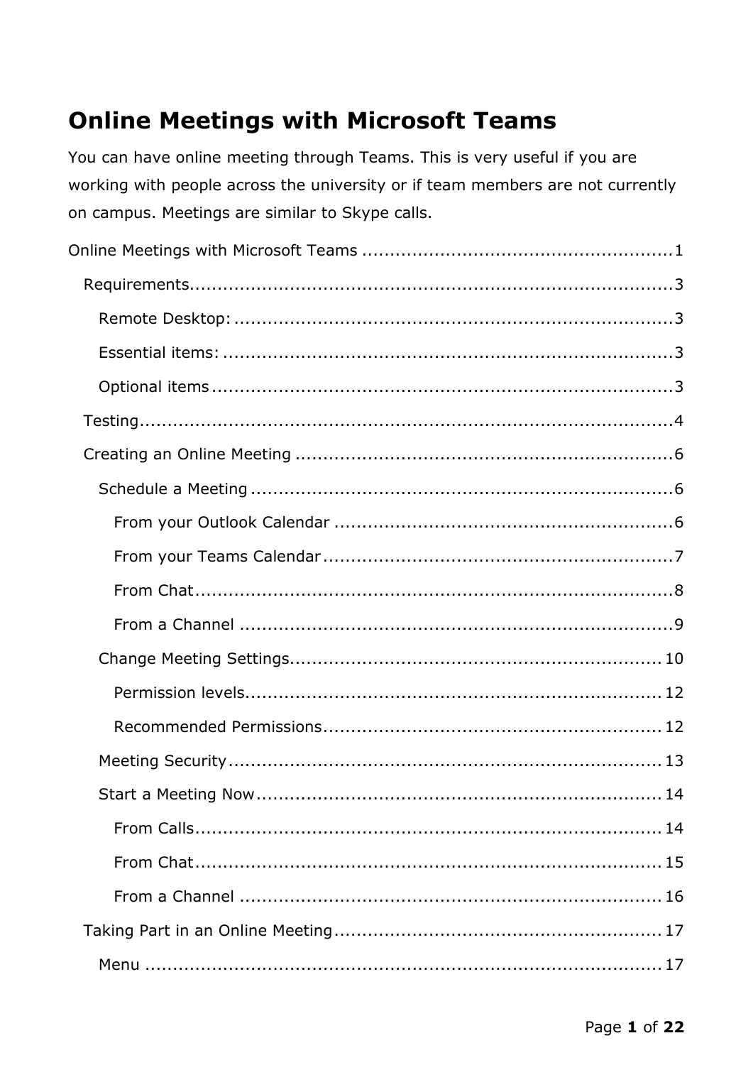# Online Meetings with Microsoft Teams

You can have online meeting through Teams. This is very useful if you are working with people across the university or if team members are not currently on campus. Meetings are similar to Skype calls.

- Online Meetings with Microsoft Teams ........................................................ 1
  - Requirements ........................................................................................ 3
    - Remote Desktop: ............................................................................... 3
    - Essential items: ................................................................................. 3
    - Optional items ................................................................................... 3
  - Testing .................................................................................................. 4
  - Creating an Online Meeting .................................................................... 6
    - Schedule a Meeting ............................................................................ 6
      - From your Outlook Calendar ............................................................ 6
      - From your Teams Calendar .............................................................. 7
      - From Chat ...................................................................................... 8
      - From a Channel .............................................................................. 9
    - Change Meeting Settings ................................................................... 10
      - Permission levels ........................................................................... 12
      - Recommended Permissions ............................................................. 12
    - Meeting Security .............................................................................. 13
    - Start a Meeting Now ......................................................................... 14
      - From Calls .................................................................................... 14
      - From Chat .................................................................................... 15
      - From a Channel ............................................................................ 16
  - Taking Part in an Online Meeting ........................................................... 17
    - Menu .............................................................................................. 17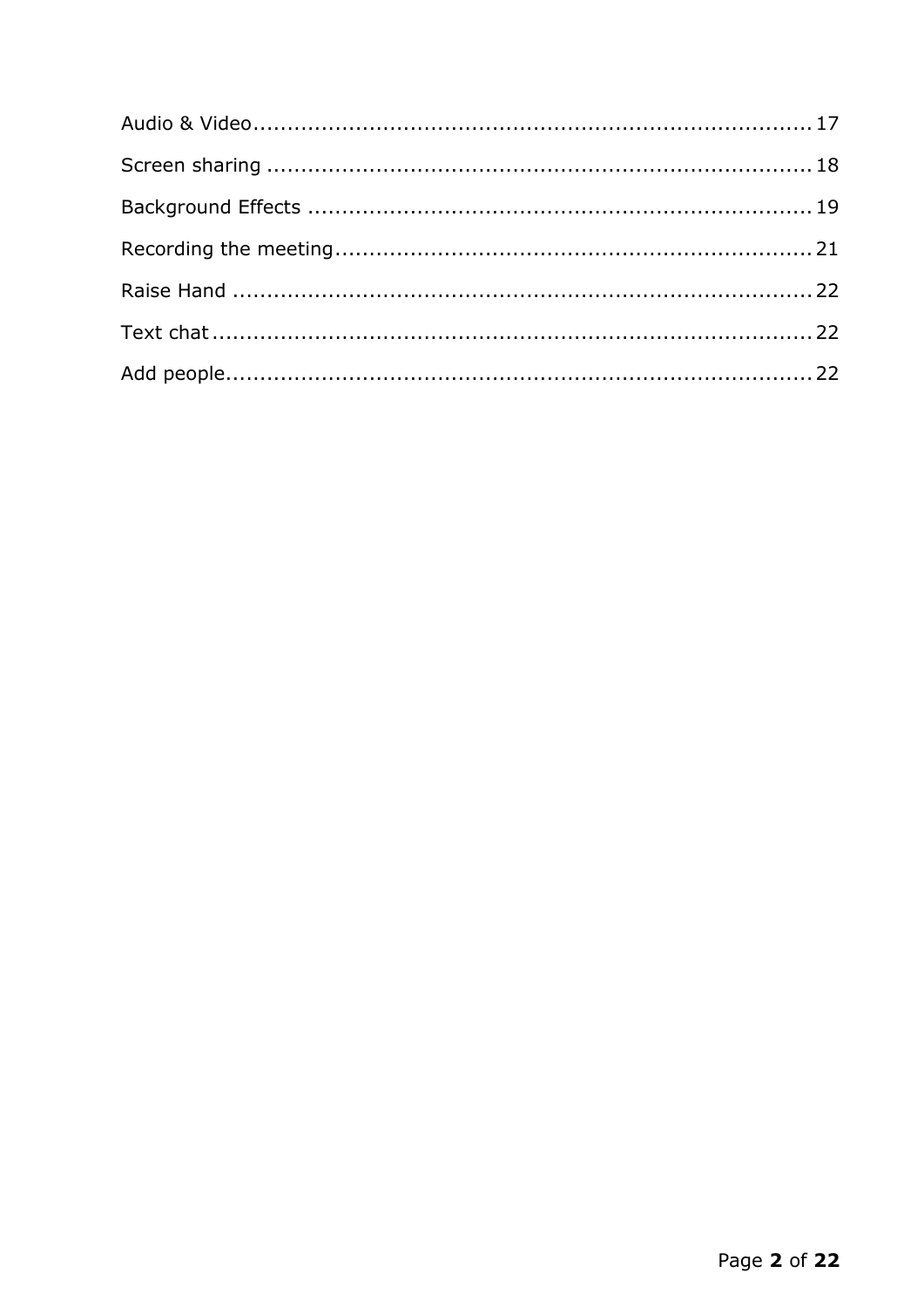Audio & Video........................................................................... 17

Screen sharing ......................................................................... 18

Background Effects ................................................................... 19

Recording the meeting............................................................... 21

Raise Hand .............................................................................. 22

Text chat ................................................................................. 22

Add people............................................................................... 22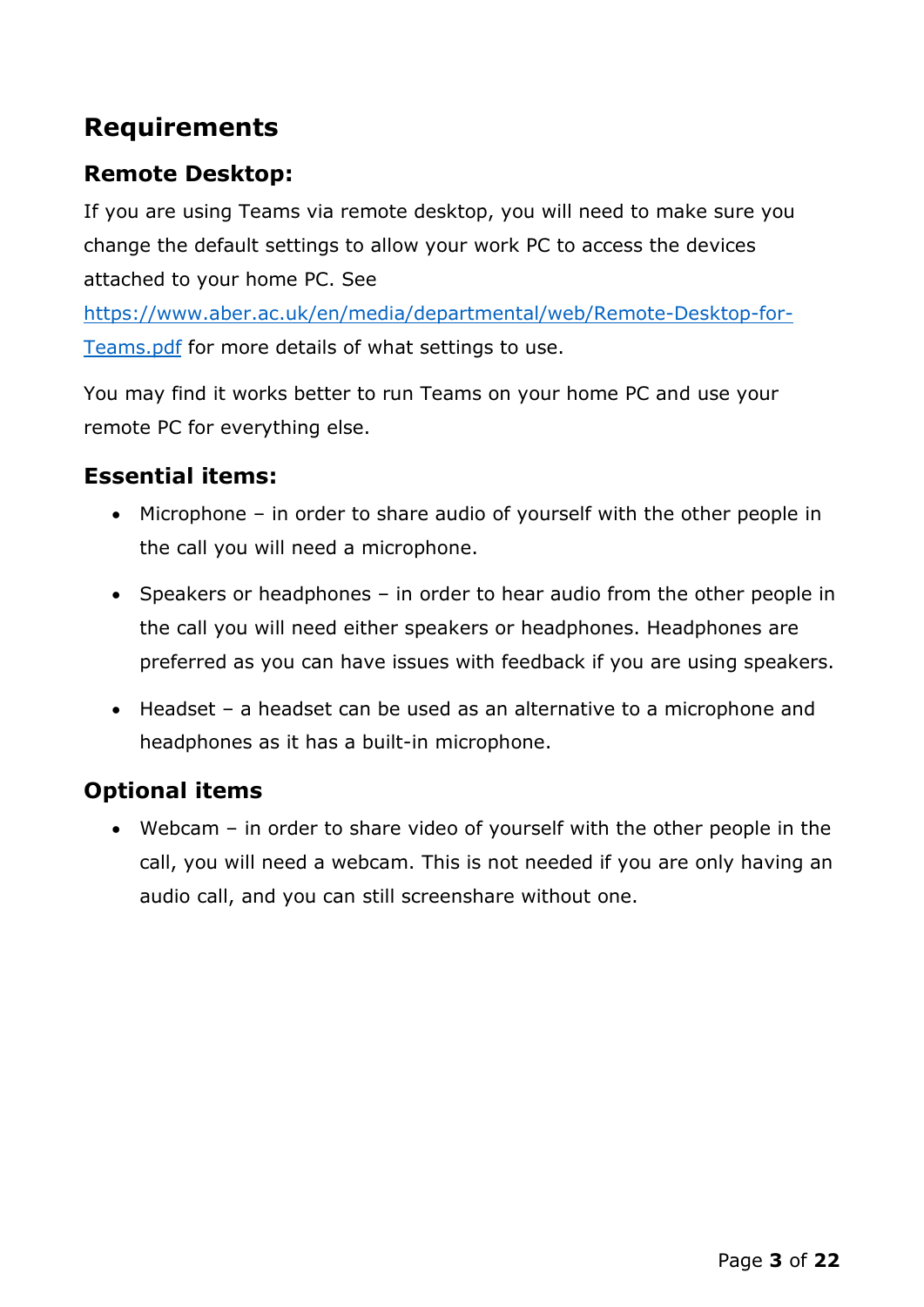# Requirements

## Remote Desktop:

If you are using Teams via remote desktop, you will need to make sure you change the default settings to allow your work PC to access the devices attached to your home PC. See https://www.aber.ac.uk/en/media/departmental/web/Remote-Desktop-for-Teams.pdf for more details of what settings to use.

You may find it works better to run Teams on your home PC and use your remote PC for everything else.

## Essential items:

- Microphone – in order to share audio of yourself with the other people in the call you will need a microphone.
- Speakers or headphones – in order to hear audio from the other people in the call you will need either speakers or headphones. Headphones are preferred as you can have issues with feedback if you are using speakers.
- Headset – a headset can be used as an alternative to a microphone and headphones as it has a built-in microphone.

## Optional items

- Webcam – in order to share video of yourself with the other people in the call, you will need a webcam. This is not needed if you are only having an audio call, and you can still screenshare without one.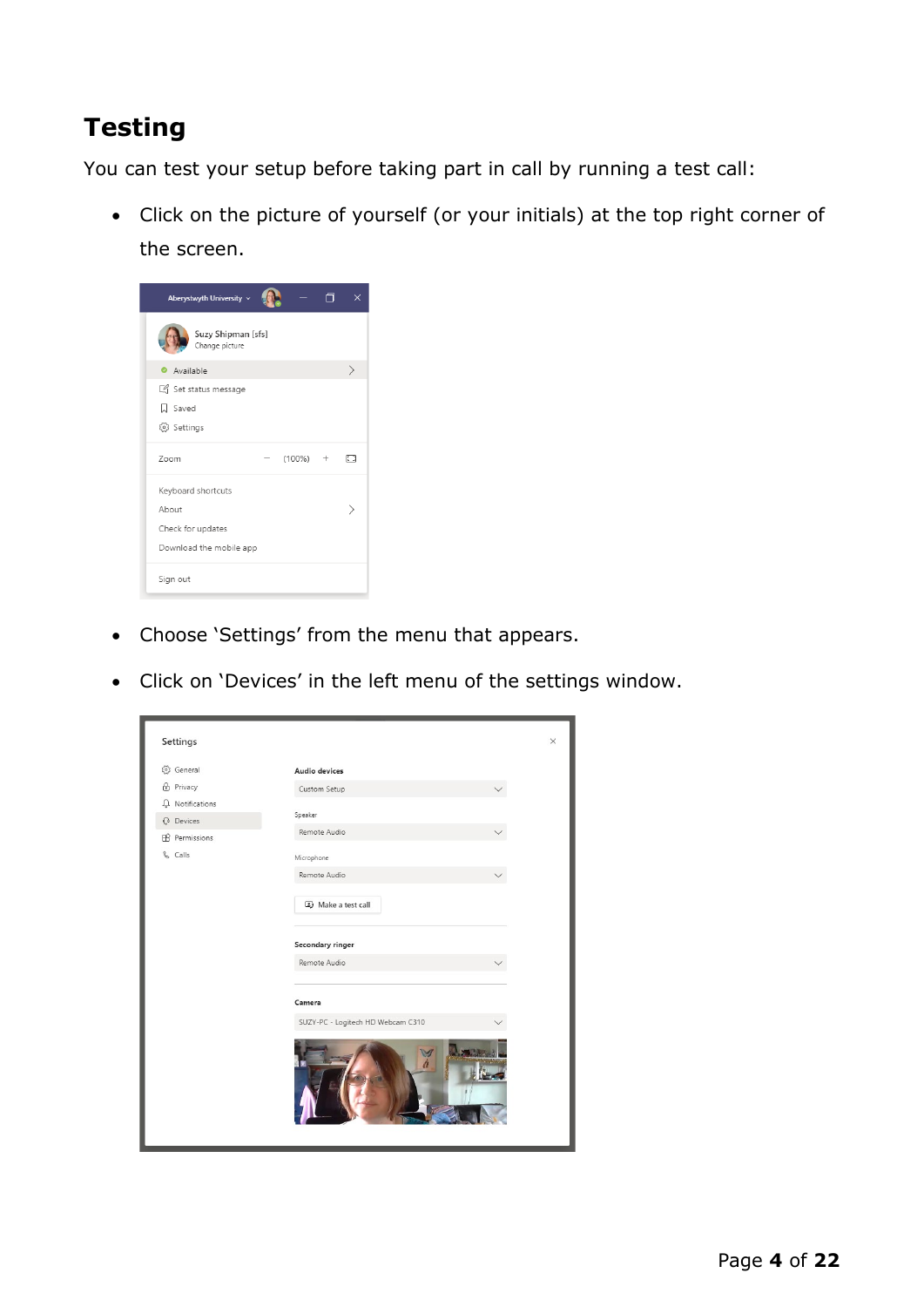## Testing

You can test your setup before taking part in call by running a test call:

- Click on the picture of yourself (or your initials) at the top right corner of the screen.

- Choose 'Settings' from the menu that appears.
- Click on 'Devices' in the left menu of the settings window.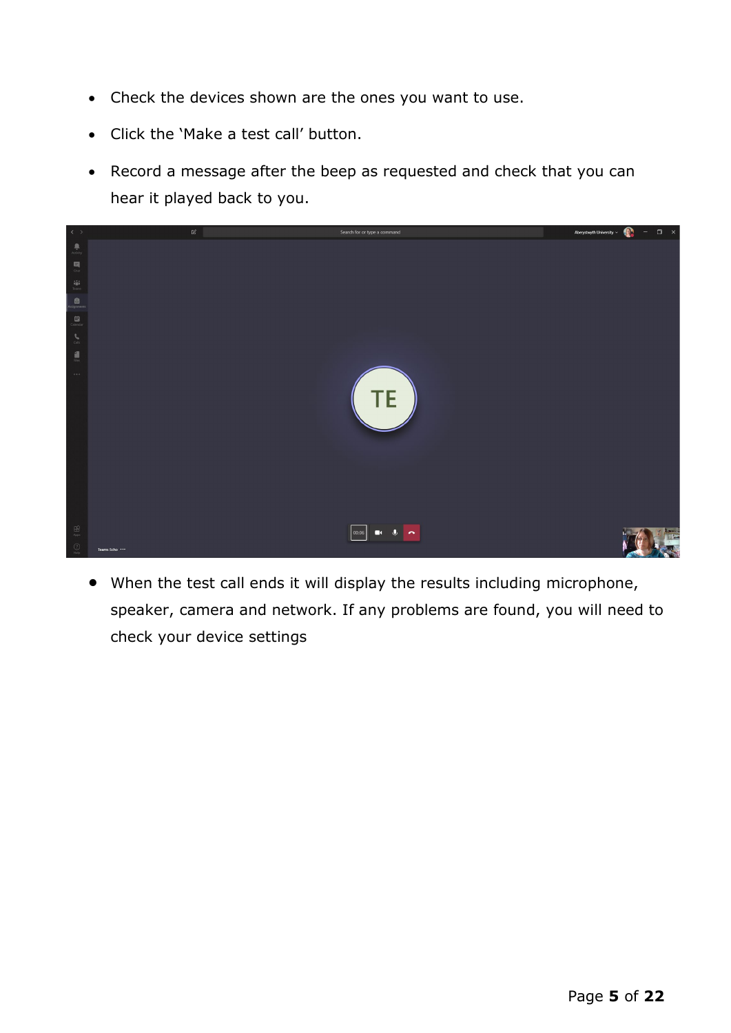- Check the devices shown are the ones you want to use.
- Click the 'Make a test call' button.
- Record a message after the beep as requested and check that you can hear it played back to you.

- When the test call ends it will display the results including microphone, speaker, camera and network. If any problems are found, you will need to check your device settings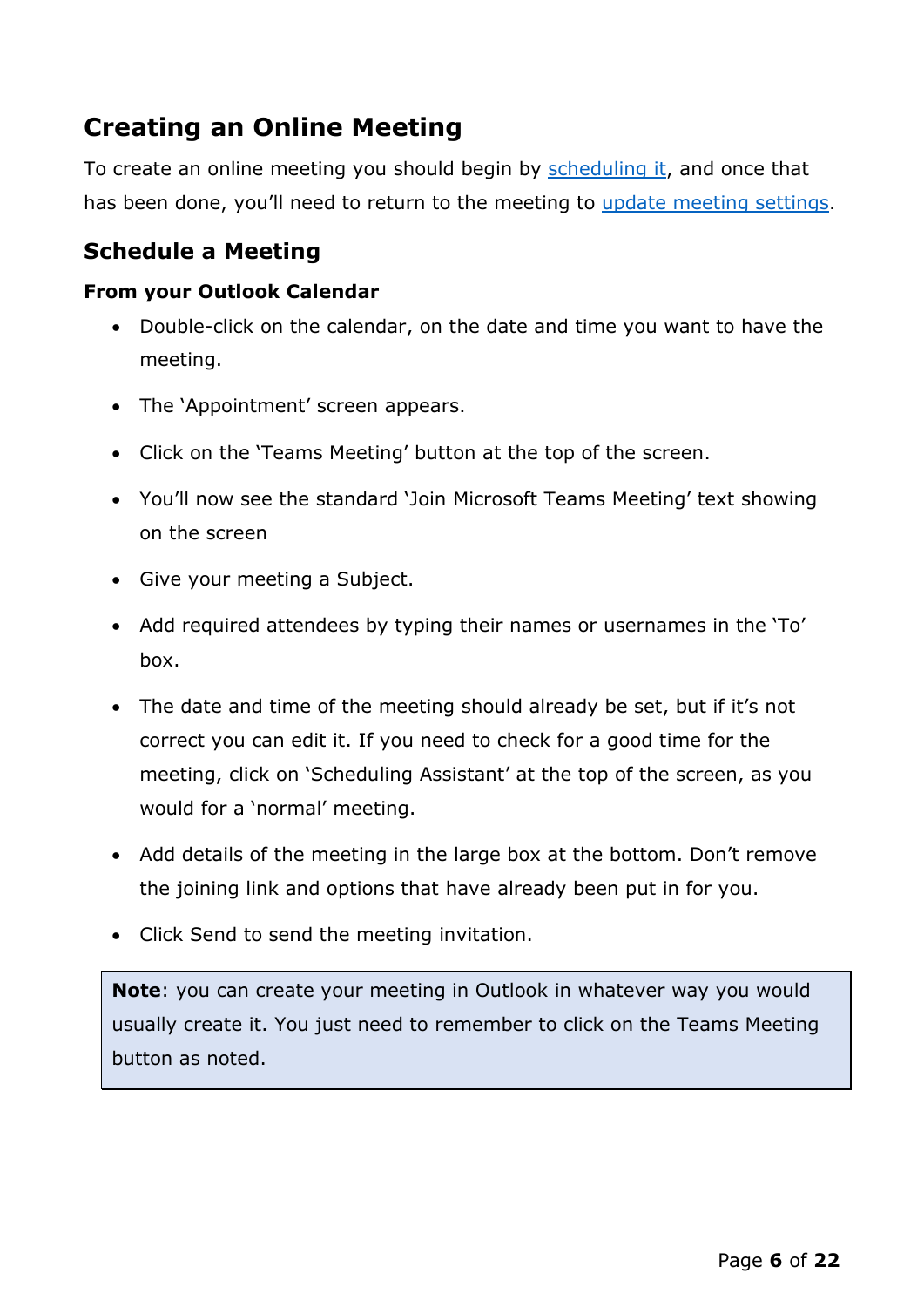## Creating an Online Meeting

To create an online meeting you should begin by scheduling it, and once that has been done, you'll need to return to the meeting to update meeting settings.

### Schedule a Meeting

**From your Outlook Calendar**

- Double-click on the calendar, on the date and time you want to have the meeting.
- The 'Appointment' screen appears.
- Click on the 'Teams Meeting' button at the top of the screen.
- You'll now see the standard 'Join Microsoft Teams Meeting' text showing on the screen
- Give your meeting a Subject.
- Add required attendees by typing their names or usernames in the 'To' box.
- The date and time of the meeting should already be set, but if it's not correct you can edit it. If you need to check for a good time for the meeting, click on 'Scheduling Assistant' at the top of the screen, as you would for a 'normal' meeting.
- Add details of the meeting in the large box at the bottom. Don't remove the joining link and options that have already been put in for you.
- Click Send to send the meeting invitation.

> **Note**: you can create your meeting in Outlook in whatever way you would usually create it. You just need to remember to click on the Teams Meeting button as noted.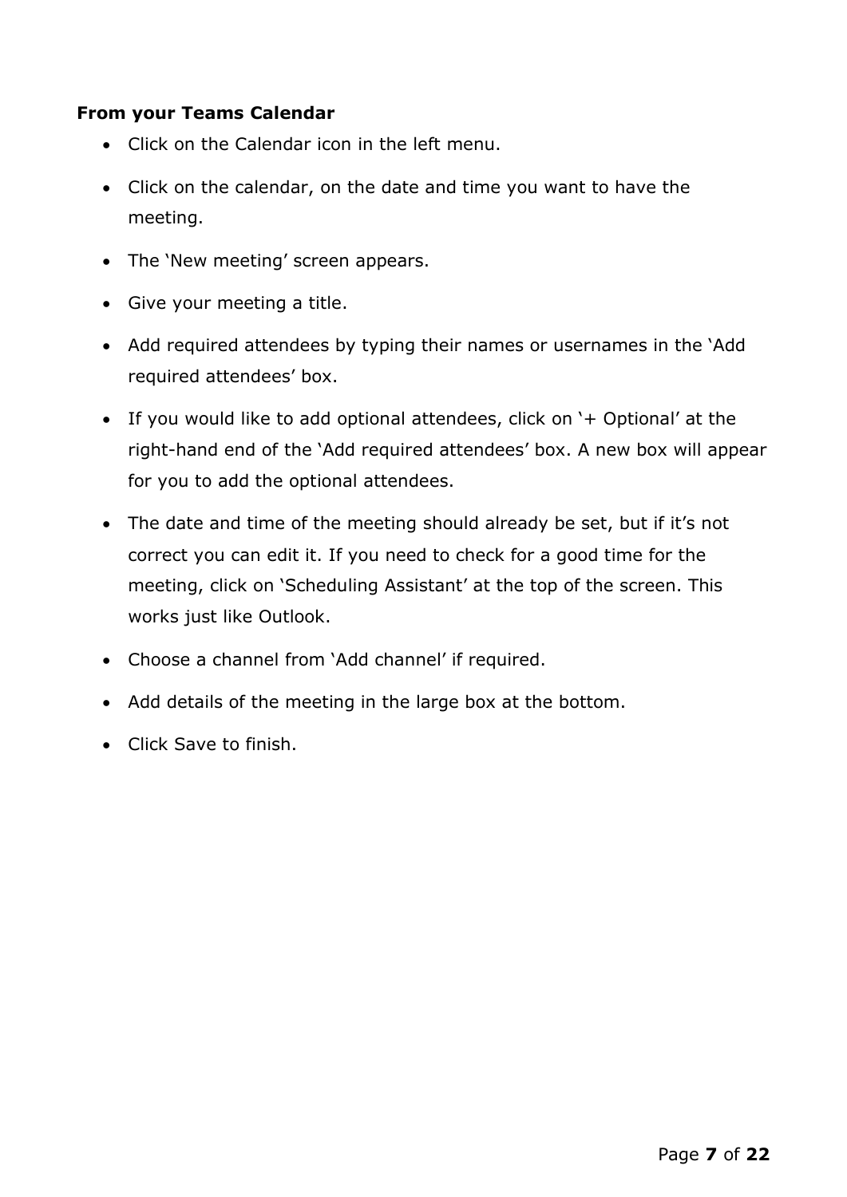**From your Teams Calendar**

- Click on the Calendar icon in the left menu.
- Click on the calendar, on the date and time you want to have the meeting.
- The 'New meeting' screen appears.
- Give your meeting a title.
- Add required attendees by typing their names or usernames in the 'Add required attendees' box.
- If you would like to add optional attendees, click on '+ Optional' at the right-hand end of the 'Add required attendees' box. A new box will appear for you to add the optional attendees.
- The date and time of the meeting should already be set, but if it's not correct you can edit it. If you need to check for a good time for the meeting, click on 'Scheduling Assistant' at the top of the screen. This works just like Outlook.
- Choose a channel from 'Add channel' if required.
- Add details of the meeting in the large box at the bottom.
- Click Save to finish.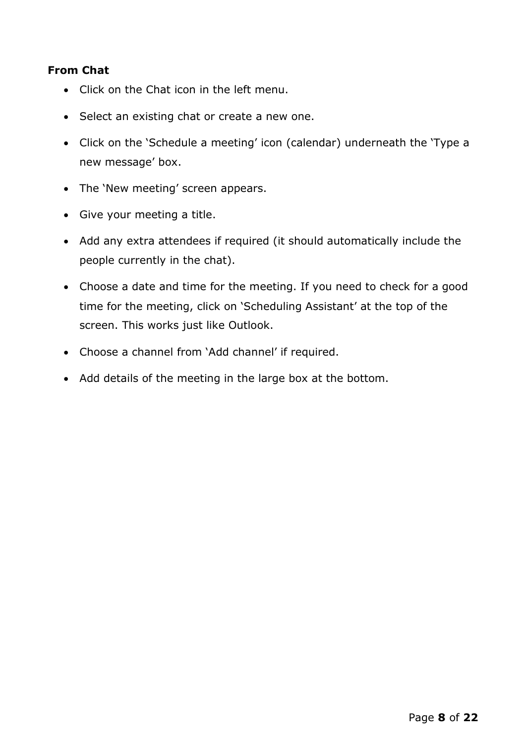**From Chat**

- Click on the Chat icon in the left menu.
- Select an existing chat or create a new one.
- Click on the 'Schedule a meeting' icon (calendar) underneath the 'Type a new message' box.
- The 'New meeting' screen appears.
- Give your meeting a title.
- Add any extra attendees if required (it should automatically include the people currently in the chat).
- Choose a date and time for the meeting. If you need to check for a good time for the meeting, click on 'Scheduling Assistant' at the top of the screen. This works just like Outlook.
- Choose a channel from 'Add channel' if required.
- Add details of the meeting in the large box at the bottom.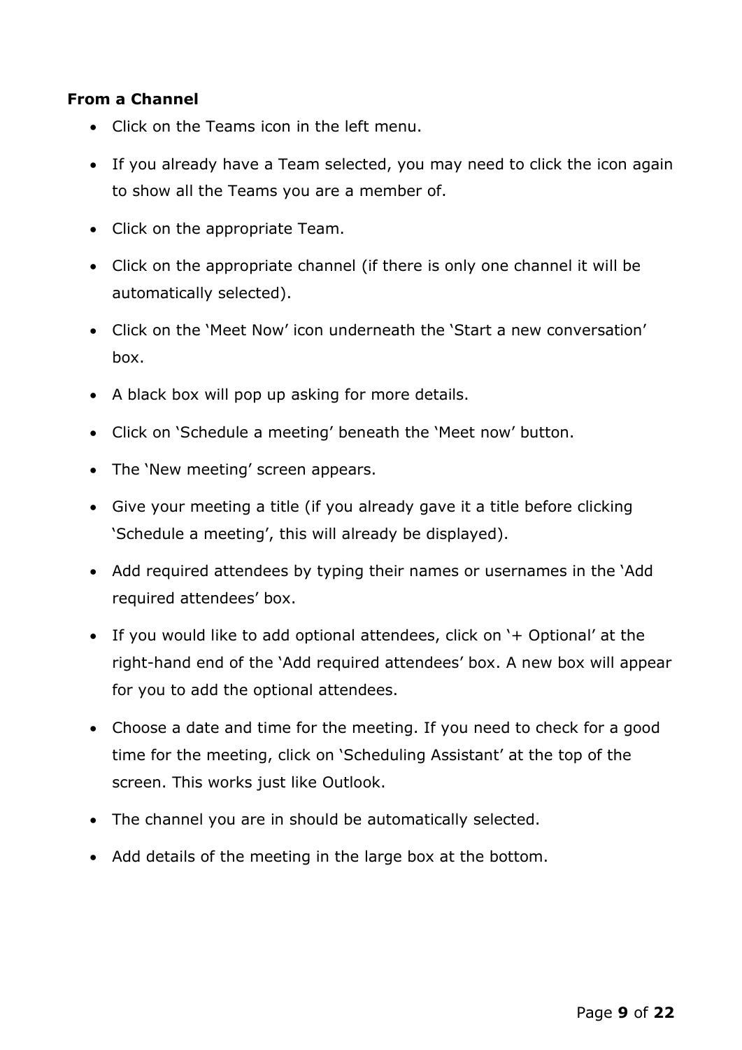**From a Channel**

- Click on the Teams icon in the left menu.
- If you already have a Team selected, you may need to click the icon again to show all the Teams you are a member of.
- Click on the appropriate Team.
- Click on the appropriate channel (if there is only one channel it will be automatically selected).
- Click on the 'Meet Now' icon underneath the 'Start a new conversation' box.
- A black box will pop up asking for more details.
- Click on 'Schedule a meeting' beneath the 'Meet now' button.
- The 'New meeting' screen appears.
- Give your meeting a title (if you already gave it a title before clicking 'Schedule a meeting', this will already be displayed).
- Add required attendees by typing their names or usernames in the 'Add required attendees' box.
- If you would like to add optional attendees, click on '+ Optional' at the right-hand end of the 'Add required attendees' box. A new box will appear for you to add the optional attendees.
- Choose a date and time for the meeting. If you need to check for a good time for the meeting, click on 'Scheduling Assistant' at the top of the screen. This works just like Outlook.
- The channel you are in should be automatically selected.
- Add details of the meeting in the large box at the bottom.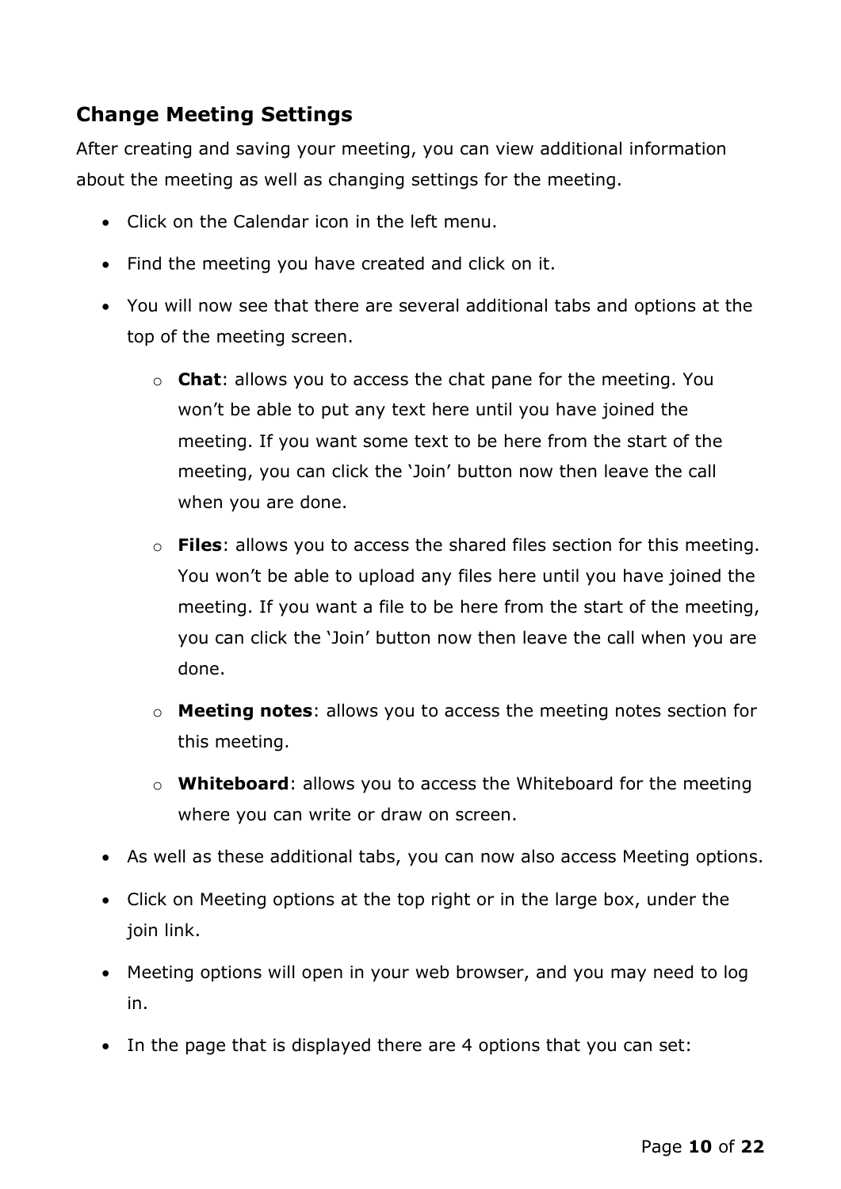## Change Meeting Settings

After creating and saving your meeting, you can view additional information about the meeting as well as changing settings for the meeting.

- Click on the Calendar icon in the left menu.
- Find the meeting you have created and click on it.
- You will now see that there are several additional tabs and options at the top of the meeting screen.
    - **Chat**: allows you to access the chat pane for the meeting. You won't be able to put any text here until you have joined the meeting. If you want some text to be here from the start of the meeting, you can click the 'Join' button now then leave the call when you are done.
    - **Files**: allows you to access the shared files section for this meeting. You won't be able to upload any files here until you have joined the meeting. If you want a file to be here from the start of the meeting, you can click the 'Join' button now then leave the call when you are done.
    - **Meeting notes**: allows you to access the meeting notes section for this meeting.
    - **Whiteboard**: allows you to access the Whiteboard for the meeting where you can write or draw on screen.
- As well as these additional tabs, you can now also access Meeting options.
- Click on Meeting options at the top right or in the large box, under the join link.
- Meeting options will open in your web browser, and you may need to log in.
- In the page that is displayed there are 4 options that you can set: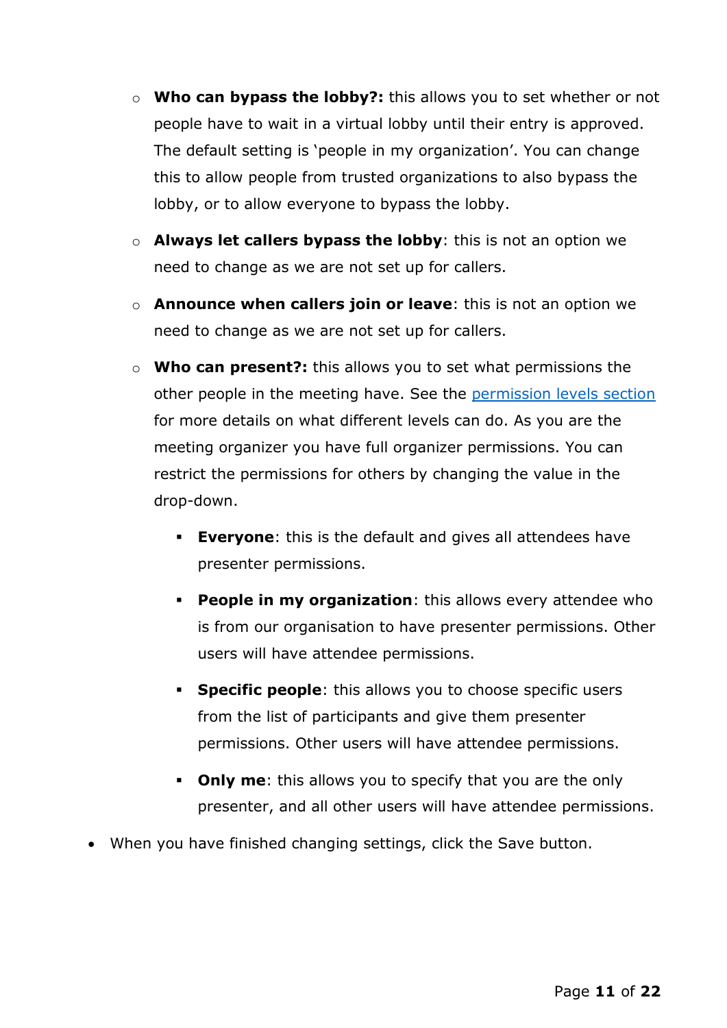- **Who can bypass the lobby?:** this allows you to set whether or not people have to wait in a virtual lobby until their entry is approved. The default setting is 'people in my organization'. You can change this to allow people from trusted organizations to also bypass the lobby, or to allow everyone to bypass the lobby.
  - **Always let callers bypass the lobby**: this is not an option we need to change as we are not set up for callers.
  - **Announce when callers join or leave**: this is not an option we need to change as we are not set up for callers.
  - **Who can present?:** this allows you to set what permissions the other people in the meeting have. See the [permission levels section](#) for more details on what different levels can do. As you are the meeting organizer you have full organizer permissions. You can restrict the permissions for others by changing the value in the drop-down.
    - **Everyone**: this is the default and gives all attendees have presenter permissions.
    - **People in my organization**: this allows every attendee who is from our organisation to have presenter permissions. Other users will have attendee permissions.
    - **Specific people**: this allows you to choose specific users from the list of participants and give them presenter permissions. Other users will have attendee permissions.
    - **Only me**: this allows you to specify that you are the only presenter, and all other users will have attendee permissions.
- When you have finished changing settings, click the Save button.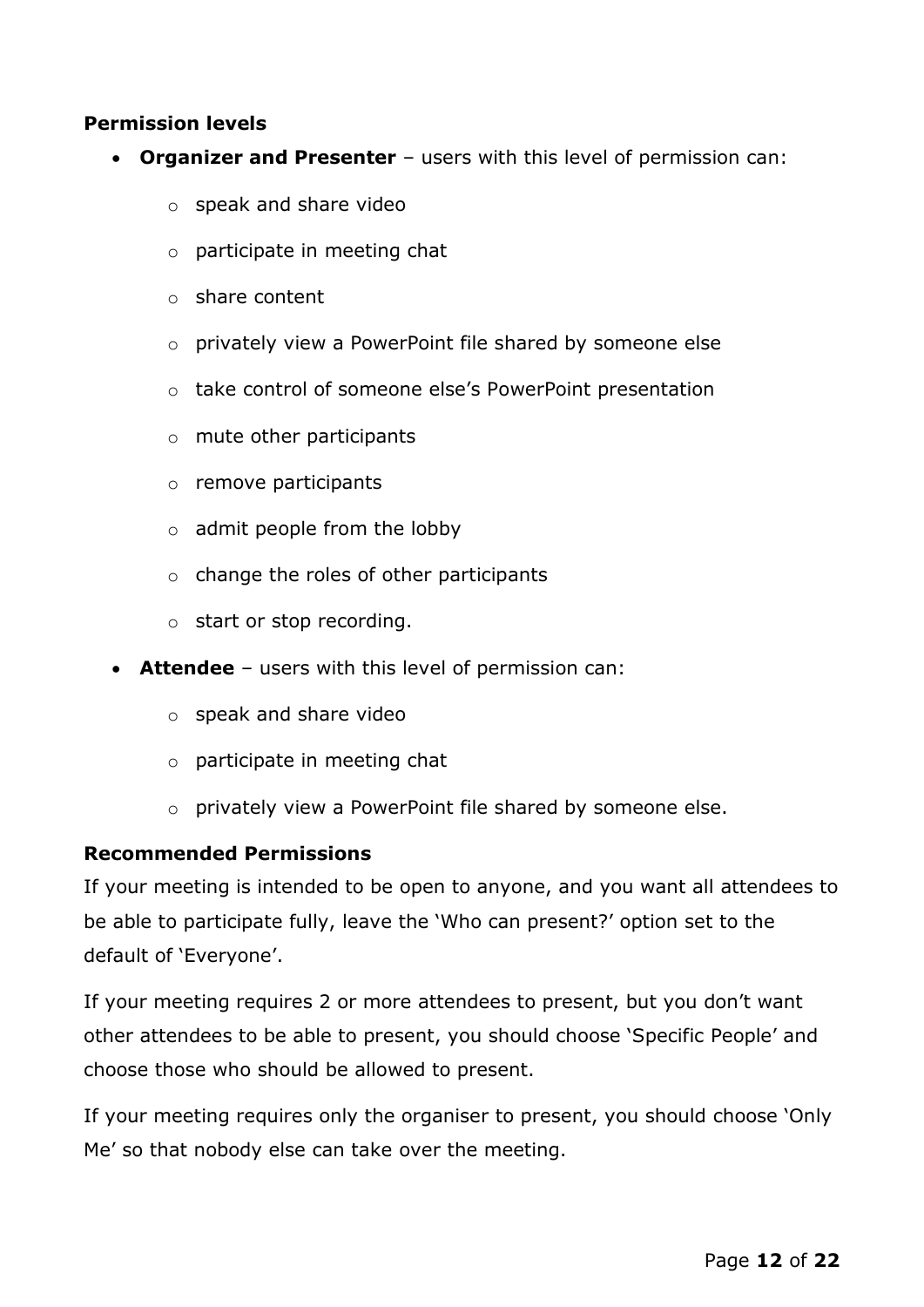**Permission levels**

- **Organizer and Presenter** – users with this level of permission can:
    - speak and share video
    - participate in meeting chat
    - share content
    - privately view a PowerPoint file shared by someone else
    - take control of someone else’s PowerPoint presentation
    - mute other participants
    - remove participants
    - admit people from the lobby
    - change the roles of other participants
    - start or stop recording.
- **Attendee** – users with this level of permission can:
    - speak and share video
    - participate in meeting chat
    - privately view a PowerPoint file shared by someone else.

**Recommended Permissions**

If your meeting is intended to be open to anyone, and you want all attendees to be able to participate fully, leave the ‘Who can present?’ option set to the default of ‘Everyone’.

If your meeting requires 2 or more attendees to present, but you don’t want other attendees to be able to present, you should choose ‘Specific People’ and choose those who should be allowed to present.

If your meeting requires only the organiser to present, you should choose ‘Only Me’ so that nobody else can take over the meeting.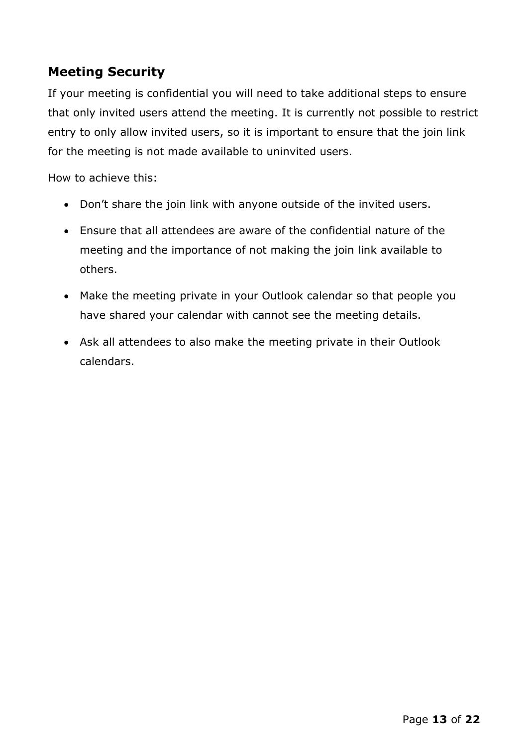## Meeting Security

If your meeting is confidential you will need to take additional steps to ensure that only invited users attend the meeting. It is currently not possible to restrict entry to only allow invited users, so it is important to ensure that the join link for the meeting is not made available to uninvited users.

How to achieve this:

- Don’t share the join link with anyone outside of the invited users.
- Ensure that all attendees are aware of the confidential nature of the meeting and the importance of not making the join link available to others.
- Make the meeting private in your Outlook calendar so that people you have shared your calendar with cannot see the meeting details.
- Ask all attendees to also make the meeting private in their Outlook calendars.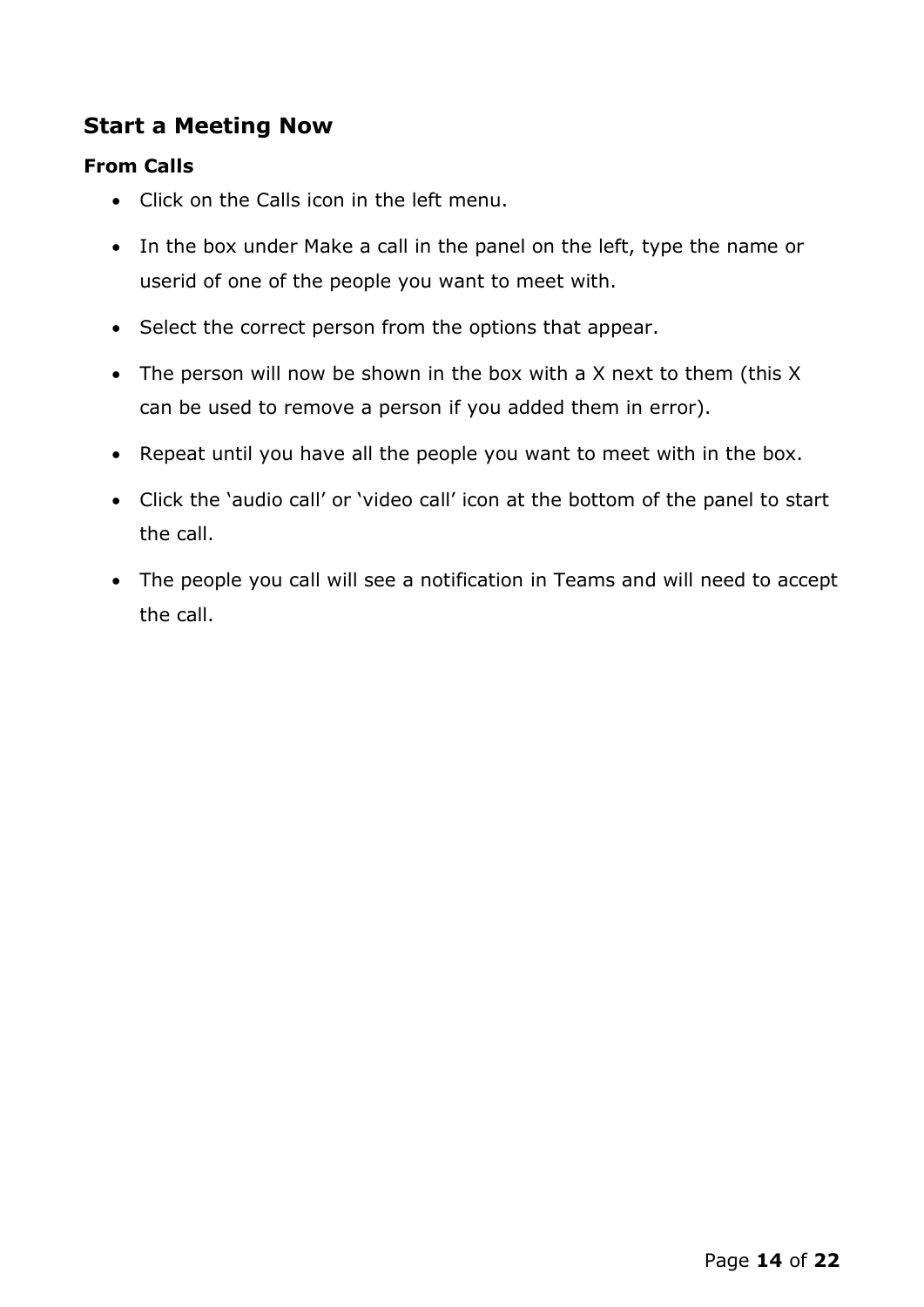## Start a Meeting Now

### From Calls

- Click on the Calls icon in the left menu.
- In the box under Make a call in the panel on the left, type the name or userid of one of the people you want to meet with.
- Select the correct person from the options that appear.
- The person will now be shown in the box with a X next to them (this X can be used to remove a person if you added them in error).
- Repeat until you have all the people you want to meet with in the box.
- Click the 'audio call' or 'video call' icon at the bottom of the panel to start the call.
- The people you call will see a notification in Teams and will need to accept the call.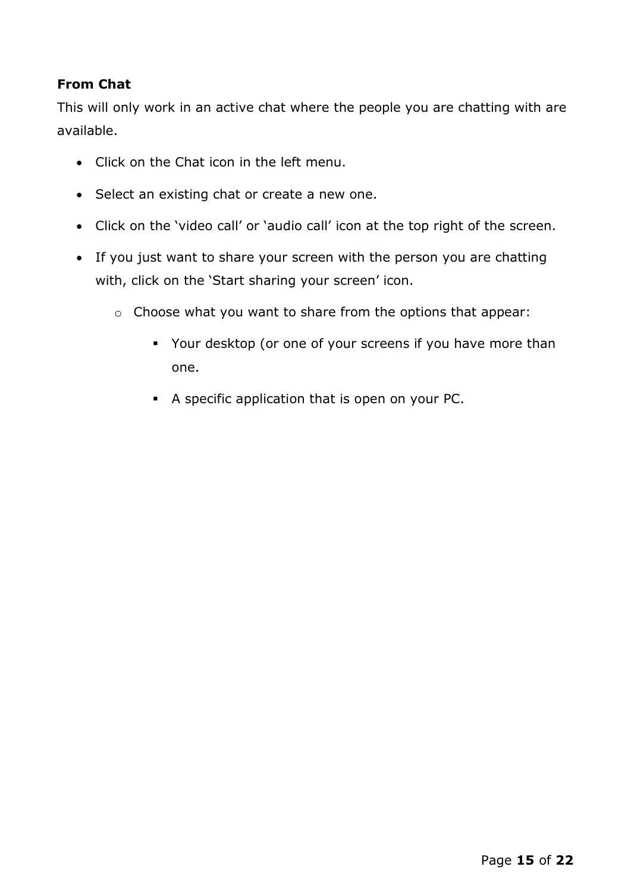**From Chat**

This will only work in an active chat where the people you are chatting with are available.

- Click on the Chat icon in the left menu.
- Select an existing chat or create a new one.
- Click on the 'video call' or 'audio call' icon at the top right of the screen.
- If you just want to share your screen with the person you are chatting with, click on the 'Start sharing your screen' icon.
    - Choose what you want to share from the options that appear:
        - Your desktop (or one of your screens if you have more than one.
        - A specific application that is open on your PC.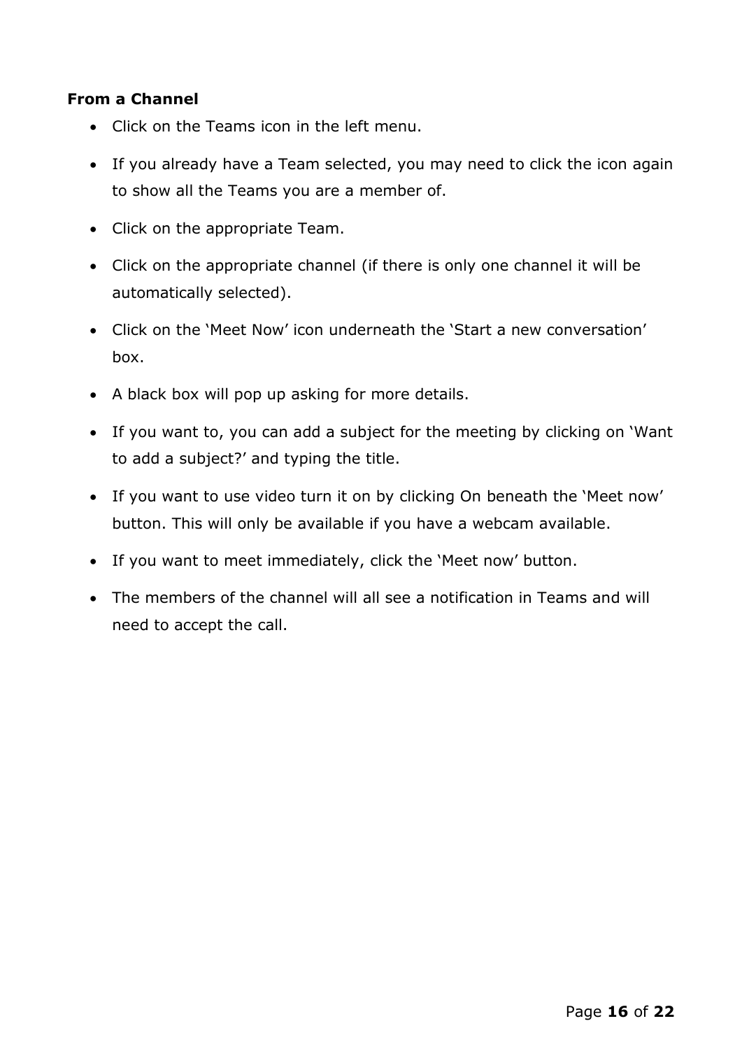**From a Channel**

- Click on the Teams icon in the left menu.
- If you already have a Team selected, you may need to click the icon again to show all the Teams you are a member of.
- Click on the appropriate Team.
- Click on the appropriate channel (if there is only one channel it will be automatically selected).
- Click on the 'Meet Now' icon underneath the 'Start a new conversation' box.
- A black box will pop up asking for more details.
- If you want to, you can add a subject for the meeting by clicking on 'Want to add a subject?' and typing the title.
- If you want to use video turn it on by clicking On beneath the 'Meet now' button. This will only be available if you have a webcam available.
- If you want to meet immediately, click the 'Meet now' button.
- The members of the channel will all see a notification in Teams and will need to accept the call.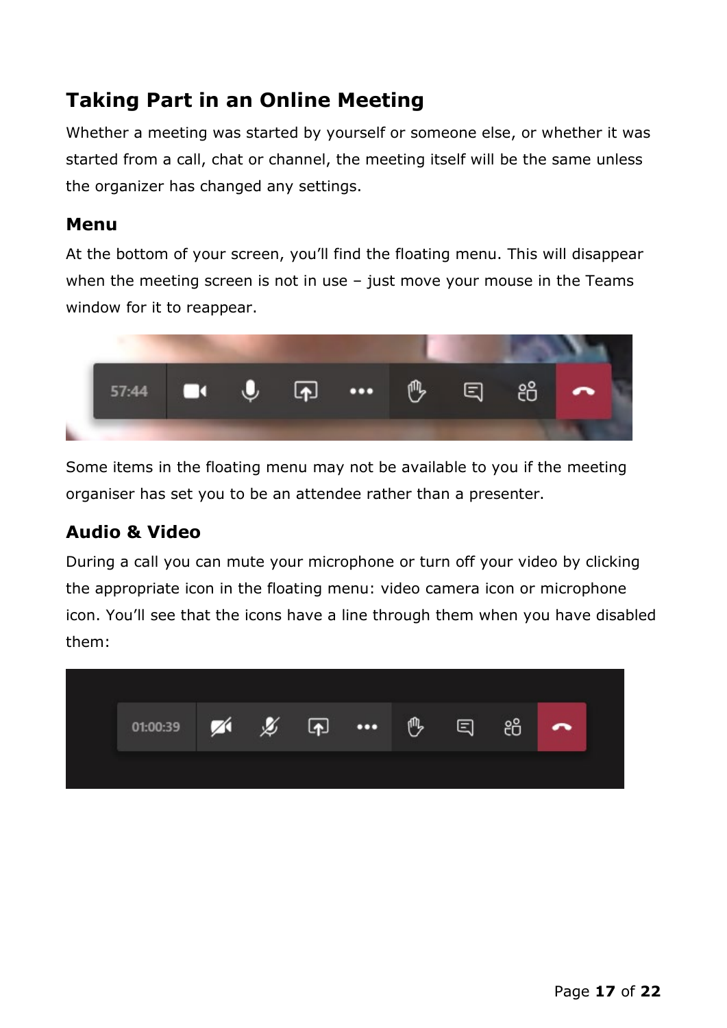# Taking Part in an Online Meeting

Whether a meeting was started by yourself or someone else, or whether it was started from a call, chat or channel, the meeting itself will be the same unless the organizer has changed any settings.

## Menu

At the bottom of your screen, you'll find the floating menu. This will disappear when the meeting screen is not in use – just move your mouse in the Teams window for it to reappear.

Some items in the floating menu may not be available to you if the meeting organiser has set you to be an attendee rather than a presenter.

## Audio & Video

During a call you can mute your microphone or turn off your video by clicking the appropriate icon in the floating menu: video camera icon or microphone icon. You'll see that the icons have a line through them when you have disabled them: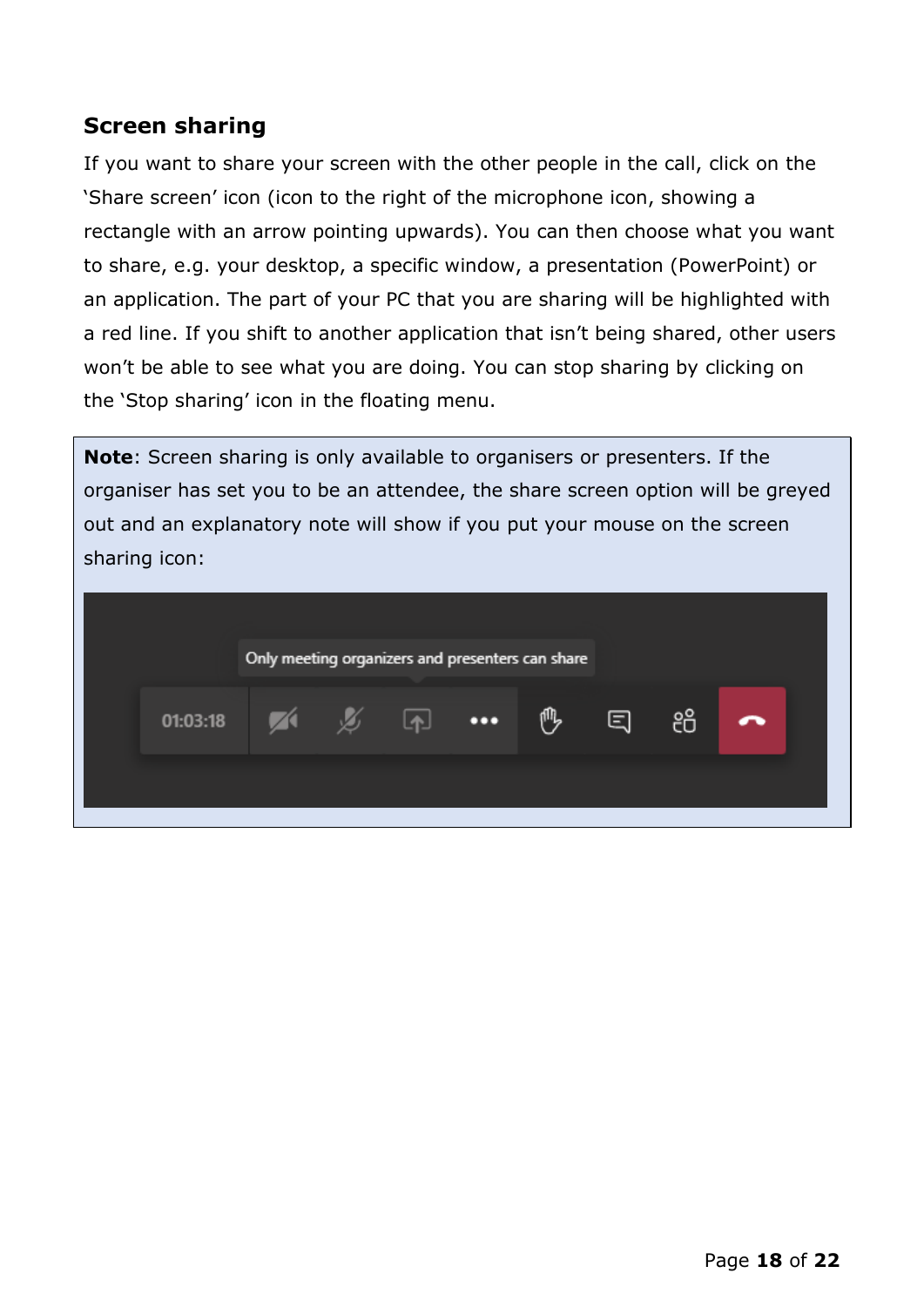## Screen sharing

If you want to share your screen with the other people in the call, click on the 'Share screen' icon (icon to the right of the microphone icon, showing a rectangle with an arrow pointing upwards). You can then choose what you want to share, e.g. your desktop, a specific window, a presentation (PowerPoint) or an application. The part of your PC that you are sharing will be highlighted with a red line. If you shift to another application that isn't being shared, other users won't be able to see what you are doing. You can stop sharing by clicking on the 'Stop sharing' icon in the floating menu.

**Note**: Screen sharing is only available to organisers or presenters. If the organiser has set you to be an attendee, the share screen option will be greyed out and an explanatory note will show if you put your mouse on the screen sharing icon: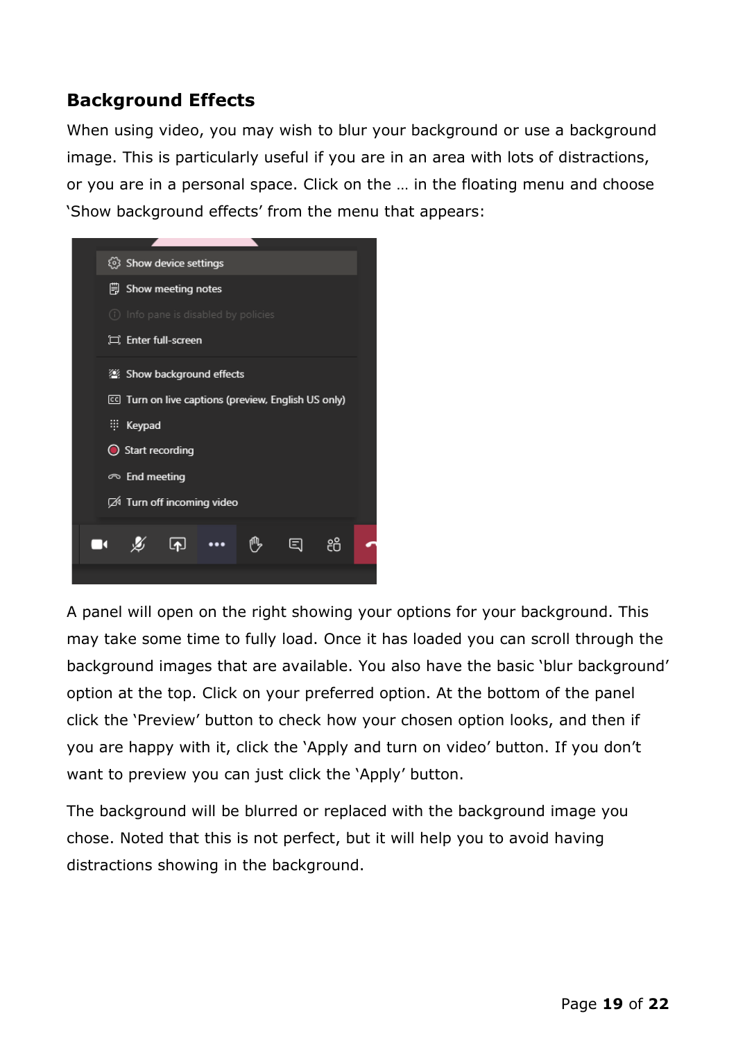## Background Effects

When using video, you may wish to blur your background or use a background image. This is particularly useful if you are in an area with lots of distractions, or you are in a personal space. Click on the … in the floating menu and choose 'Show background effects' from the menu that appears:

A panel will open on the right showing your options for your background. This may take some time to fully load. Once it has loaded you can scroll through the background images that are available. You also have the basic 'blur background' option at the top. Click on your preferred option. At the bottom of the panel click the 'Preview' button to check how your chosen option looks, and then if you are happy with it, click the 'Apply and turn on video' button. If you don't want to preview you can just click the 'Apply' button.

The background will be blurred or replaced with the background image you chose. Noted that this is not perfect, but it will help you to avoid having distractions showing in the background.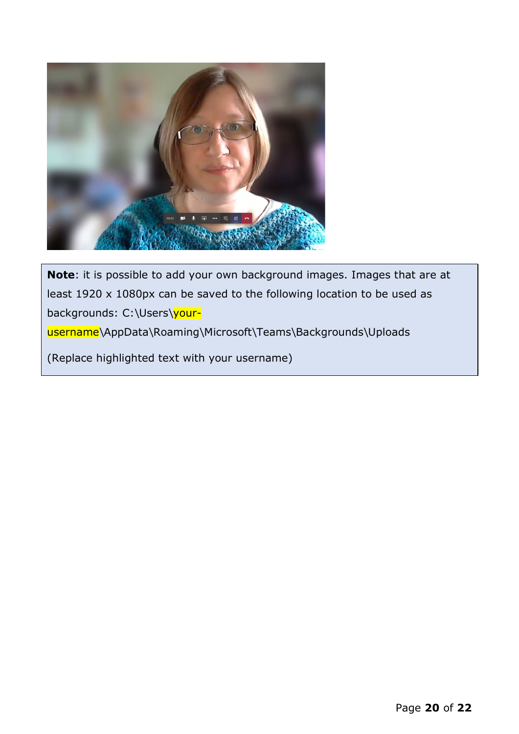**Note**: it is possible to add your own background images. Images that are at least 1920 x 1080px can be saved to the following location to be used as backgrounds: C:\Users\your-username\AppData\Roaming\Microsoft\Teams\Backgrounds\Uploads

(Replace highlighted text with your username)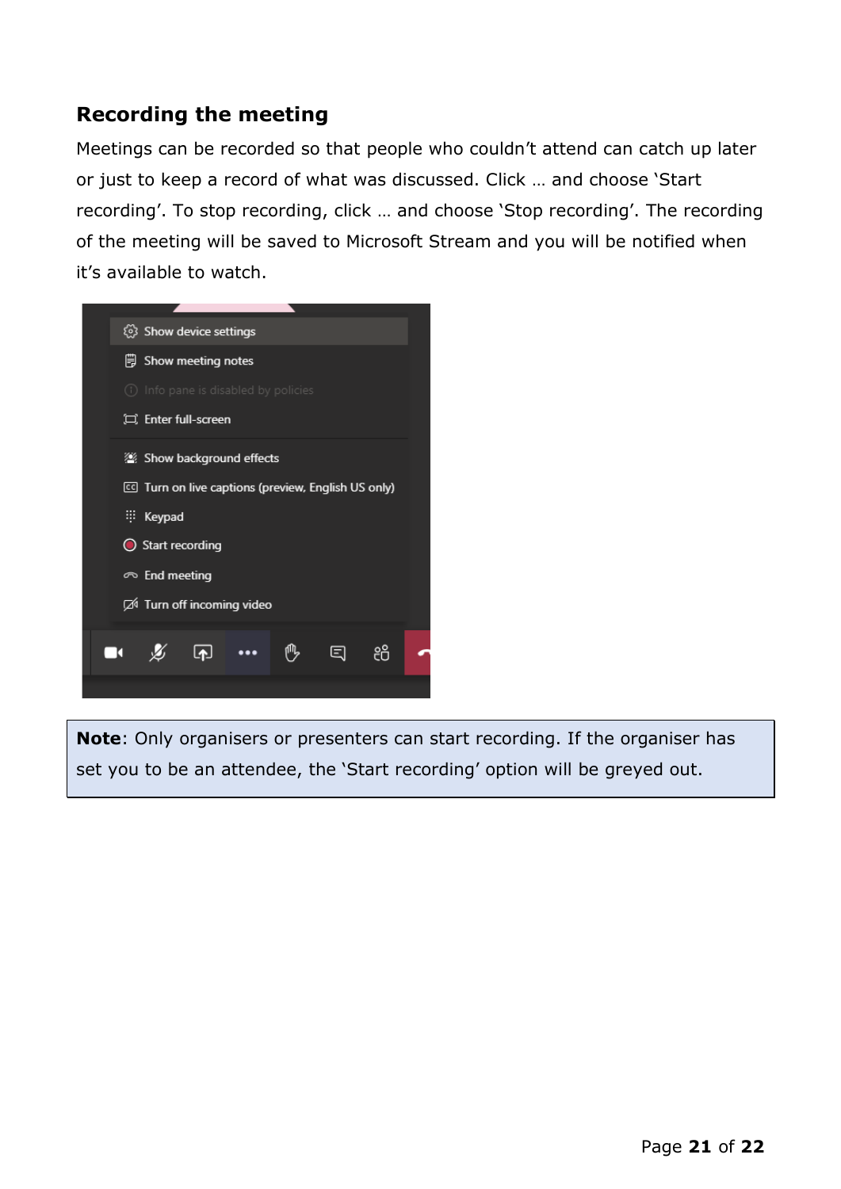## Recording the meeting

Meetings can be recorded so that people who couldn't attend can catch up later or just to keep a record of what was discussed. Click … and choose 'Start recording'. To stop recording, click … and choose 'Stop recording'. The recording of the meeting will be saved to Microsoft Stream and you will be notified when it's available to watch.

**Note**: Only organisers or presenters can start recording. If the organiser has set you to be an attendee, the 'Start recording' option will be greyed out.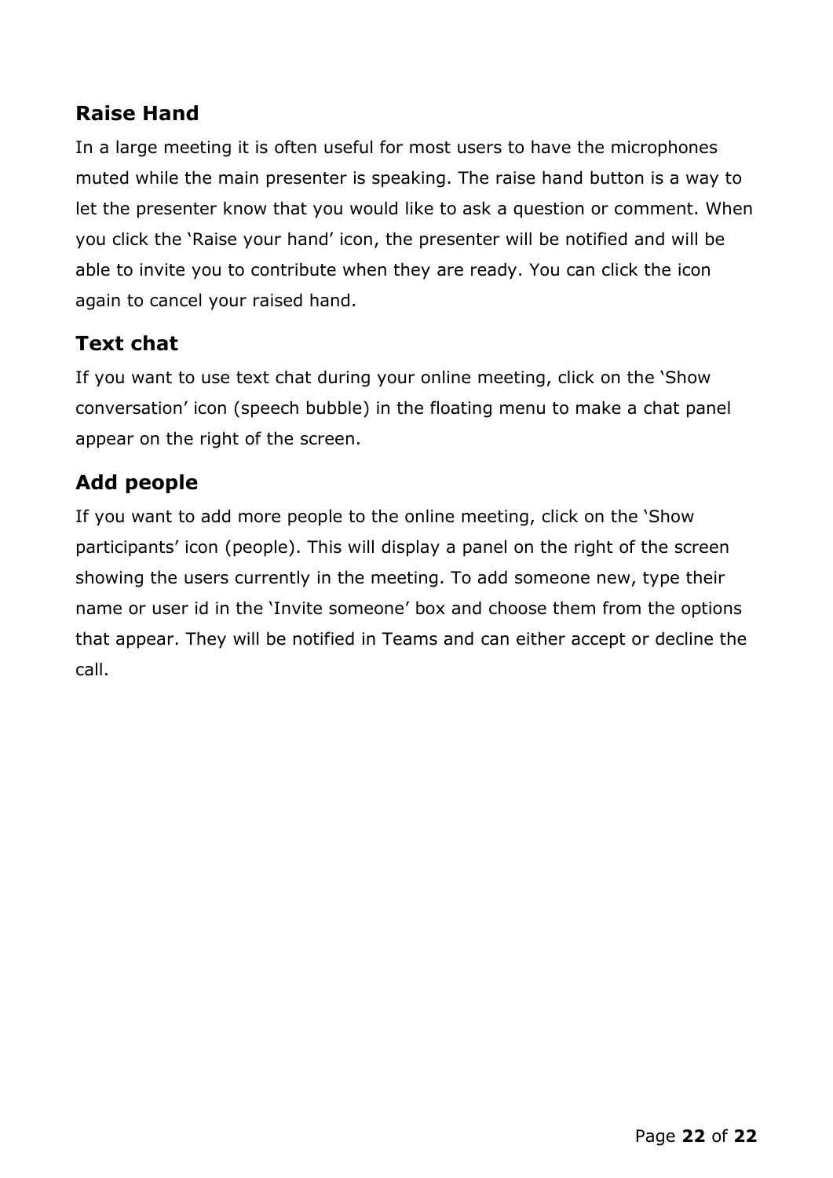## Raise Hand

In a large meeting it is often useful for most users to have the microphones muted while the main presenter is speaking. The raise hand button is a way to let the presenter know that you would like to ask a question or comment. When you click the 'Raise your hand' icon, the presenter will be notified and will be able to invite you to contribute when they are ready. You can click the icon again to cancel your raised hand.

## Text chat

If you want to use text chat during your online meeting, click on the 'Show conversation' icon (speech bubble) in the floating menu to make a chat panel appear on the right of the screen.

## Add people

If you want to add more people to the online meeting, click on the 'Show participants' icon (people). This will display a panel on the right of the screen showing the users currently in the meeting. To add someone new, type their name or user id in the 'Invite someone' box and choose them from the options that appear. They will be notified in Teams and can either accept or decline the call.